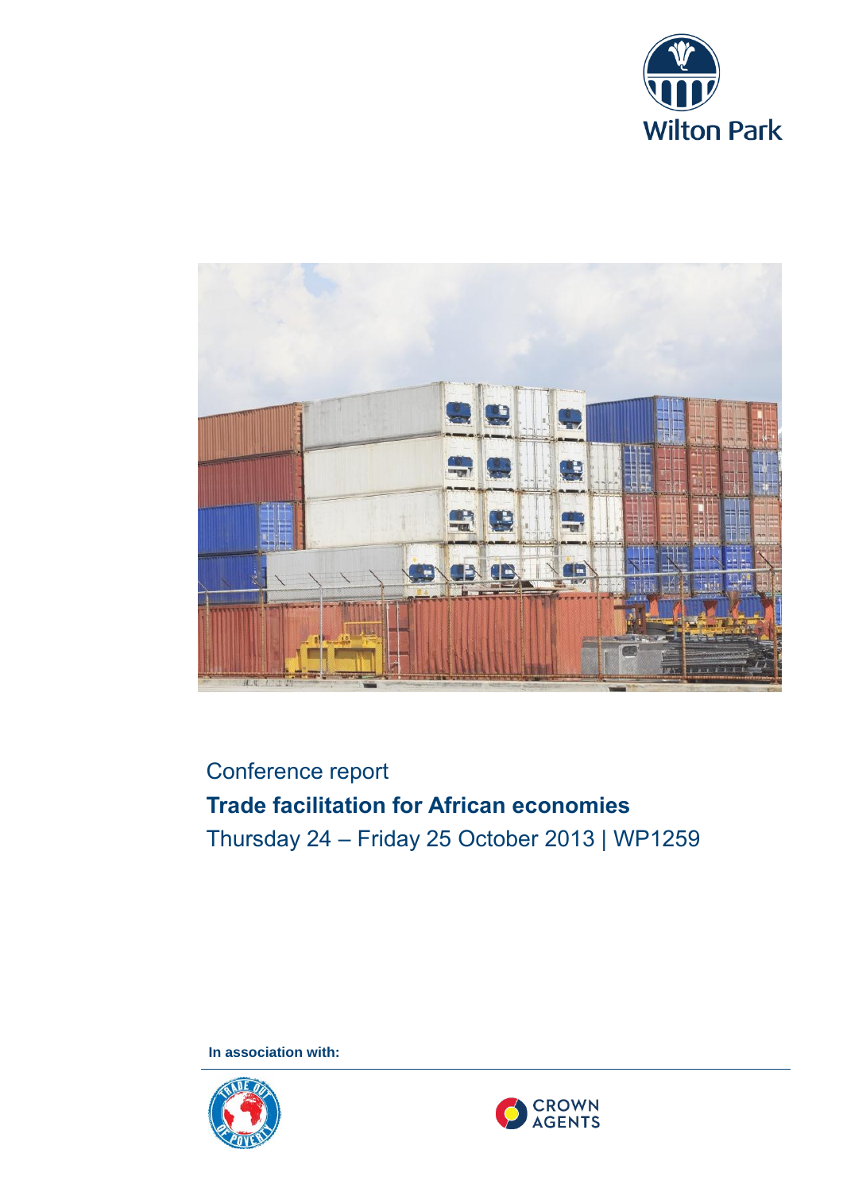Wilton Park

Conference report

**Trade facilitation for African economies**

Thursday 24 – Friday 25 October 2013 | WP1259

**In association with:**

CROWN AGENTS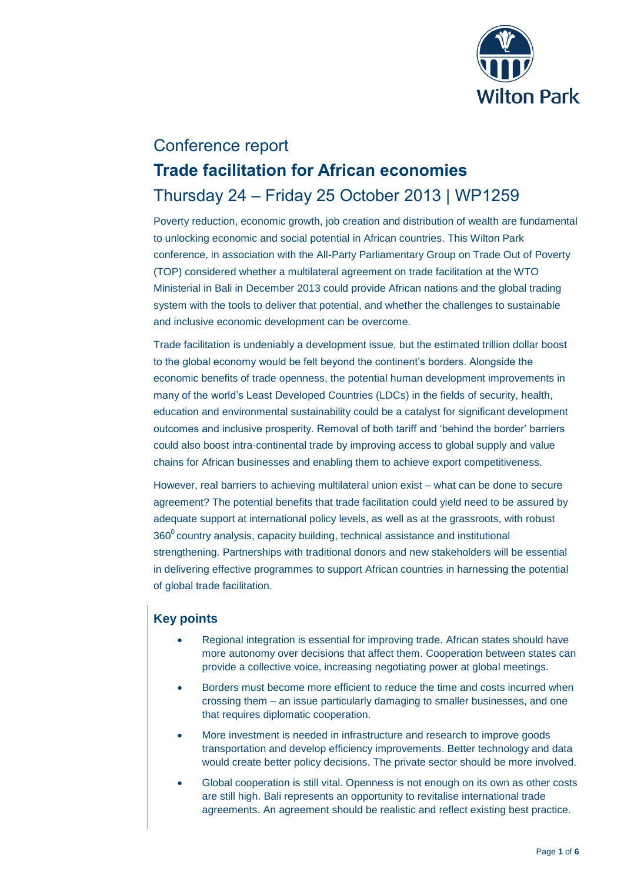# Conference report

# Trade facilitation for African economies

## Thursday 24 – Friday 25 October 2013 | WP1259

Poverty reduction, economic growth, job creation and distribution of wealth are fundamental to unlocking economic and social potential in African countries. This Wilton Park conference, in association with the All-Party Parliamentary Group on Trade Out of Poverty (TOP) considered whether a multilateral agreement on trade facilitation at the WTO Ministerial in Bali in December 2013 could provide African nations and the global trading system with the tools to deliver that potential, and whether the challenges to sustainable and inclusive economic development can be overcome.

Trade facilitation is undeniably a development issue, but the estimated trillion dollar boost to the global economy would be felt beyond the continent's borders. Alongside the economic benefits of trade openness, the potential human development improvements in many of the world's Least Developed Countries (LDCs) in the fields of security, health, education and environmental sustainability could be a catalyst for significant development outcomes and inclusive prosperity. Removal of both tariff and 'behind the border' barriers could also boost intra-continental trade by improving access to global supply and value chains for African businesses and enabling them to achieve export competitiveness.

However, real barriers to achieving multilateral union exist – what can be done to secure agreement? The potential benefits that trade facilitation could yield need to be assured by adequate support at international policy levels, as well as at the grassroots, with robust $360^0$ country analysis, capacity building, technical assistance and institutional strengthening. Partnerships with traditional donors and new stakeholders will be essential in delivering effective programmes to support African countries in harnessing the potential of global trade facilitation.

### Key points

- Regional integration is essential for improving trade. African states should have more autonomy over decisions that affect them. Cooperation between states can provide a collective voice, increasing negotiating power at global meetings.
- Borders must become more efficient to reduce the time and costs incurred when crossing them – an issue particularly damaging to smaller businesses, and one that requires diplomatic cooperation.
- More investment is needed in infrastructure and research to improve goods transportation and develop efficiency improvements. Better technology and data would create better policy decisions. The private sector should be more involved.
- Global cooperation is still vital. Openness is not enough on its own as other costs are still high. Bali represents an opportunity to revitalise international trade agreements. An agreement should be realistic and reflect existing best practice.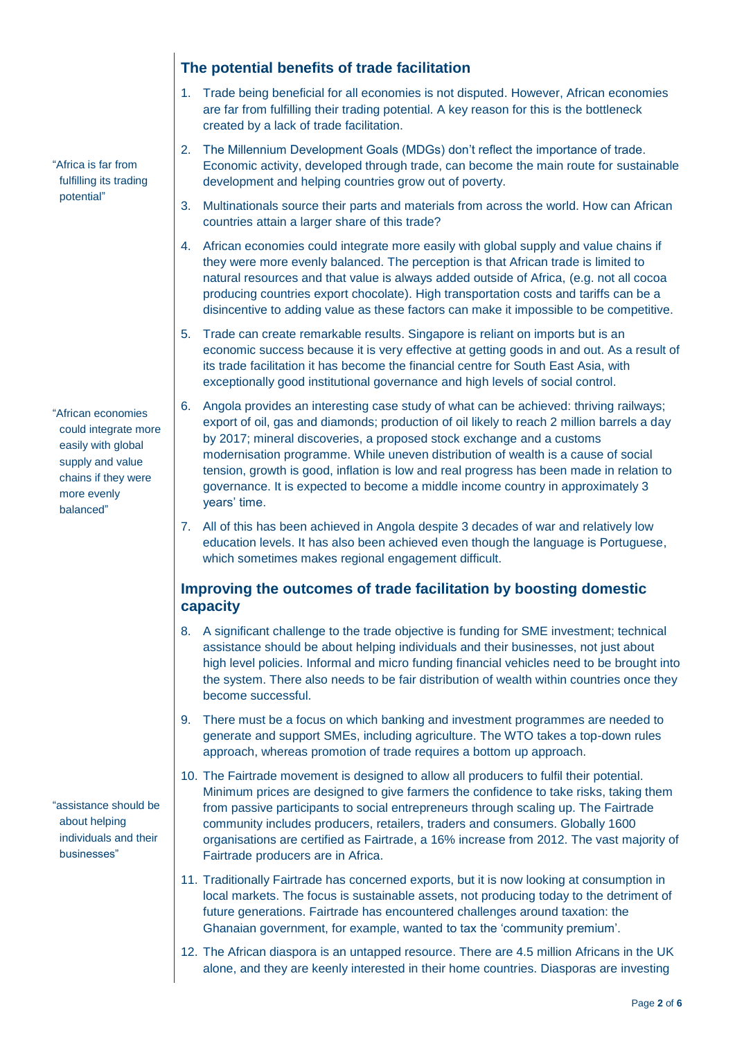## The potential benefits of trade facilitation

1. Trade being beneficial for all economies is not disputed. However, African economies are far from fulfilling their trading potential. A key reason for this is the bottleneck created by a lack of trade facilitation.

2. The Millennium Development Goals (MDGs) don't reflect the importance of trade. Economic activity, developed through trade, can become the main route for sustainable development and helping countries grow out of poverty.

3. Multinationals source their parts and materials from across the world. How can African countries attain a larger share of this trade?

4. African economies could integrate more easily with global supply and value chains if they were more evenly balanced. The perception is that African trade is limited to natural resources and that value is always added outside of Africa, (e.g. not all cocoa producing countries export chocolate). High transportation costs and tariffs can be a disincentive to adding value as these factors can make it impossible to be competitive.

5. Trade can create remarkable results. Singapore is reliant on imports but is an economic success because it is very effective at getting goods in and out. As a result of its trade facilitation it has become the financial centre for South East Asia, with exceptionally good institutional governance and high levels of social control.

6. Angola provides an interesting case study of what can be achieved: thriving railways; export of oil, gas and diamonds; production of oil likely to reach 2 million barrels a day by 2017; mineral discoveries, a proposed stock exchange and a customs modernisation programme. While uneven distribution of wealth is a cause of social tension, growth is good, inflation is low and real progress has been made in relation to governance. It is expected to become a middle income country in approximately 3 years' time.

7. All of this has been achieved in Angola despite 3 decades of war and relatively low education levels. It has also been achieved even though the language is Portuguese, which sometimes makes regional engagement difficult.

"Africa is far from fulfilling its trading potential"

"African economies could integrate more easily with global supply and value chains if they were more evenly balanced"

## Improving the outcomes of trade facilitation by boosting domestic capacity

8. A significant challenge to the trade objective is funding for SME investment; technical assistance should be about helping individuals and their businesses, not just about high level policies. Informal and micro funding financial vehicles need to be brought into the system. There also needs to be fair distribution of wealth within countries once they become successful.

9. There must be a focus on which banking and investment programmes are needed to generate and support SMEs, including agriculture. The WTO takes a top-down rules approach, whereas promotion of trade requires a bottom up approach.

10. The Fairtrade movement is designed to allow all producers to fulfil their potential. Minimum prices are designed to give farmers the confidence to take risks, taking them from passive participants to social entrepreneurs through scaling up. The Fairtrade community includes producers, retailers, traders and consumers. Globally 1600 organisations are certified as Fairtrade, a 16% increase from 2012. The vast majority of Fairtrade producers are in Africa.

11. Traditionally Fairtrade has concerned exports, but it is now looking at consumption in local markets. The focus is sustainable assets, not producing today to the detriment of future generations. Fairtrade has encountered challenges around taxation: the Ghanaian government, for example, wanted to tax the 'community premium'.

12. The African diaspora is an untapped resource. There are 4.5 million Africans in the UK alone, and they are keenly interested in their home countries. Diasporas are investing

"assistance should be about helping individuals and their businesses"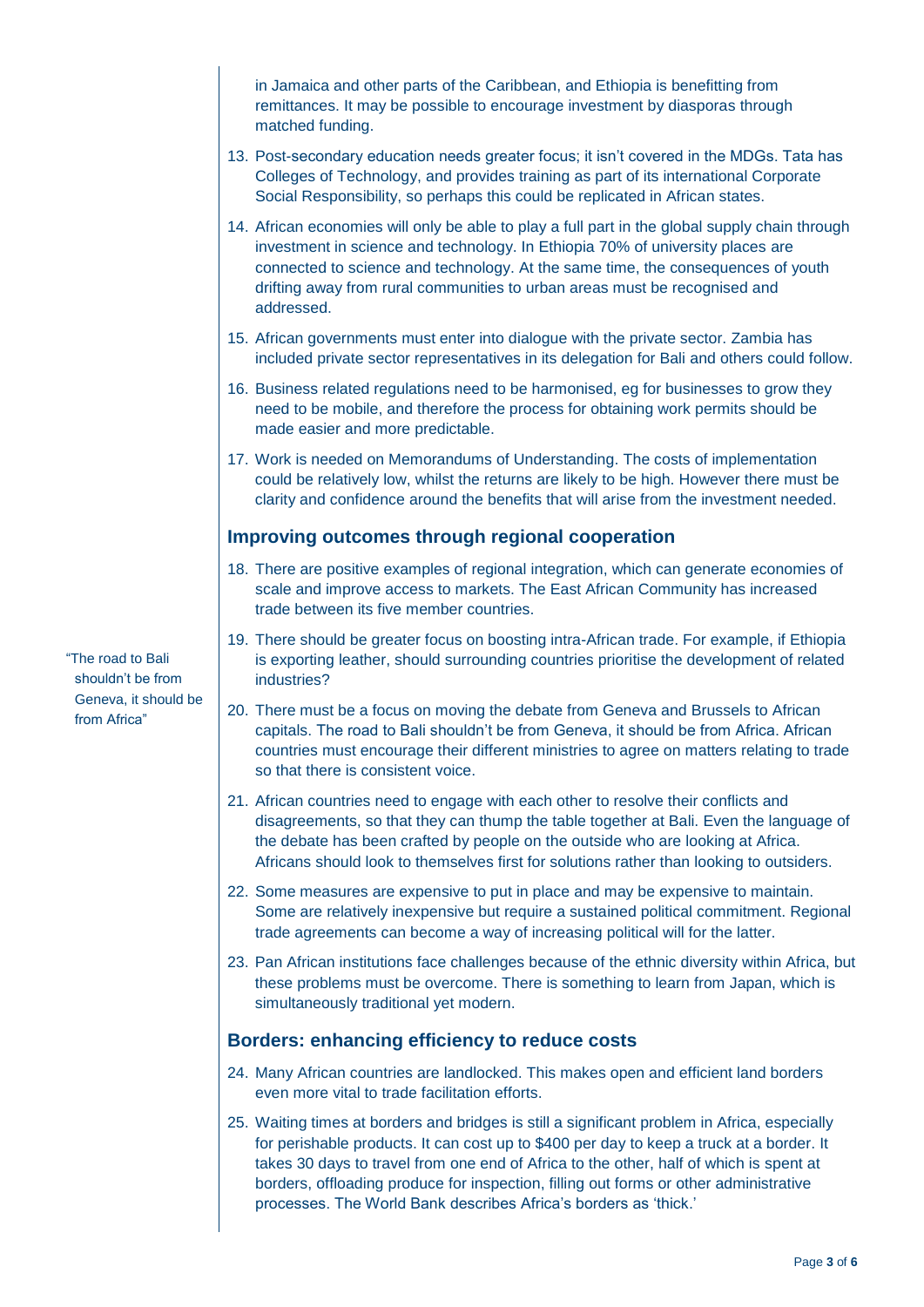in Jamaica and other parts of the Caribbean, and Ethiopia is benefitting from remittances. It may be possible to encourage investment by diasporas through matched funding.

13. Post-secondary education needs greater focus; it isn't covered in the MDGs. Tata has Colleges of Technology, and provides training as part of its international Corporate Social Responsibility, so perhaps this could be replicated in African states.
14. African economies will only be able to play a full part in the global supply chain through investment in science and technology. In Ethiopia 70% of university places are connected to science and technology. At the same time, the consequences of youth drifting away from rural communities to urban areas must be recognised and addressed.
15. African governments must enter into dialogue with the private sector. Zambia has included private sector representatives in its delegation for Bali and others could follow.
16. Business related regulations need to be harmonised, eg for businesses to grow they need to be mobile, and therefore the process for obtaining work permits should be made easier and more predictable.
17. Work is needed on Memorandums of Understanding. The costs of implementation could be relatively low, whilst the returns are likely to be high. However there must be clarity and confidence around the benefits that will arise from the investment needed.

## Improving outcomes through regional cooperation

18. There are positive examples of regional integration, which can generate economies of scale and improve access to markets. The East African Community has increased trade between its five member countries.
19. There should be greater focus on boosting intra-African trade. For example, if Ethiopia is exporting leather, should surrounding countries prioritise the development of related industries?
20. There must be a focus on moving the debate from Geneva and Brussels to African capitals. The road to Bali shouldn't be from Geneva, it should be from Africa. African countries must encourage their different ministries to agree on matters relating to trade so that there is consistent voice.

"The road to Bali shouldn't be from Geneva, it should be from Africa"

21. African countries need to engage with each other to resolve their conflicts and disagreements, so that they can thump the table together at Bali. Even the language of the debate has been crafted by people on the outside who are looking at Africa. Africans should look to themselves first for solutions rather than looking to outsiders.
22. Some measures are expensive to put in place and may be expensive to maintain. Some are relatively inexpensive but require a sustained political commitment. Regional trade agreements can become a way of increasing political will for the latter.
23. Pan African institutions face challenges because of the ethnic diversity within Africa, but these problems must be overcome. There is something to learn from Japan, which is simultaneously traditional yet modern.

## Borders: enhancing efficiency to reduce costs

24. Many African countries are landlocked. This makes open and efficient land borders even more vital to trade facilitation efforts.
25. Waiting times at borders and bridges is still a significant problem in Africa, especially for perishable products. It can cost up to $400 per day to keep a truck at a border. It takes 30 days to travel from one end of Africa to the other, half of which is spent at borders, offloading produce for inspection, filling out forms or other administrative processes. The World Bank describes Africa's borders as 'thick.'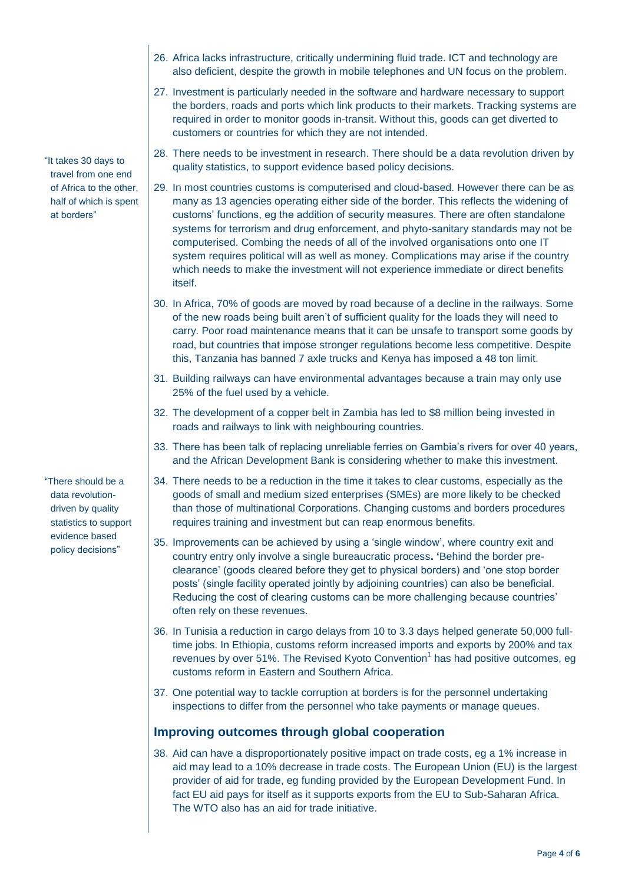26. Africa lacks infrastructure, critically undermining fluid trade. ICT and technology are also deficient, despite the growth in mobile telephones and UN focus on the problem.

27. Investment is particularly needed in the software and hardware necessary to support the borders, roads and ports which link products to their markets. Tracking systems are required in order to monitor goods in-transit. Without this, goods can get diverted to customers or countries for which they are not intended.

28. There needs to be investment in research. There should be a data revolution driven by quality statistics, to support evidence based policy decisions.

"It takes 30 days to travel from one end of Africa to the other, half of which is spent at borders"

29. In most countries customs is computerised and cloud-based. However there can be as many as 13 agencies operating either side of the border. This reflects the widening of customs' functions, eg the addition of security measures. There are often standalone systems for terrorism and drug enforcement, and phyto-sanitary standards may not be computerised. Combing the needs of all of the involved organisations onto one IT system requires political will as well as money. Complications may arise if the country which needs to make the investment will not experience immediate or direct benefits itself.

30. In Africa, 70% of goods are moved by road because of a decline in the railways. Some of the new roads being built aren't of sufficient quality for the loads they will need to carry. Poor road maintenance means that it can be unsafe to transport some goods by road, but countries that impose stronger regulations become less competitive. Despite this, Tanzania has banned 7 axle trucks and Kenya has imposed a 48 ton limit.

31. Building railways can have environmental advantages because a train may only use 25% of the fuel used by a vehicle.

32. The development of a copper belt in Zambia has led to $8 million being invested in roads and railways to link with neighbouring countries.

33. There has been talk of replacing unreliable ferries on Gambia's rivers for over 40 years, and the African Development Bank is considering whether to make this investment.

"There should be a data revolution-driven by quality statistics to support evidence based policy decisions"

34. There needs to be a reduction in the time it takes to clear customs, especially as the goods of small and medium sized enterprises (SMEs) are more likely to be checked than those of multinational Corporations. Changing customs and borders procedures requires training and investment but can reap enormous benefits.

35. Improvements can be achieved by using a 'single window', where country exit and country entry only involve a single bureaucratic process**.** 'Behind the border pre-clearance' (goods cleared before they get to physical borders) and 'one stop border posts' (single facility operated jointly by adjoining countries) can also be beneficial. Reducing the cost of clearing customs can be more challenging because countries' often rely on these revenues.

36. In Tunisia a reduction in cargo delays from 10 to 3.3 days helped generate 50,000 full-time jobs. In Ethiopia, customs reform increased imports and exports by 200% and tax revenues by over 51%. The Revised Kyoto Convention[1] has had positive outcomes, eg customs reform in Eastern and Southern Africa.

37. One potential way to tackle corruption at borders is for the personnel undertaking inspections to differ from the personnel who take payments or manage queues.

## Improving outcomes through global cooperation

38. Aid can have a disproportionately positive impact on trade costs, eg a 1% increase in aid may lead to a 10% decrease in trade costs. The European Union (EU) is the largest provider of aid for trade, eg funding provided by the European Development Fund. In fact EU aid pays for itself as it supports exports from the EU to Sub-Saharan Africa. The WTO also has an aid for trade initiative.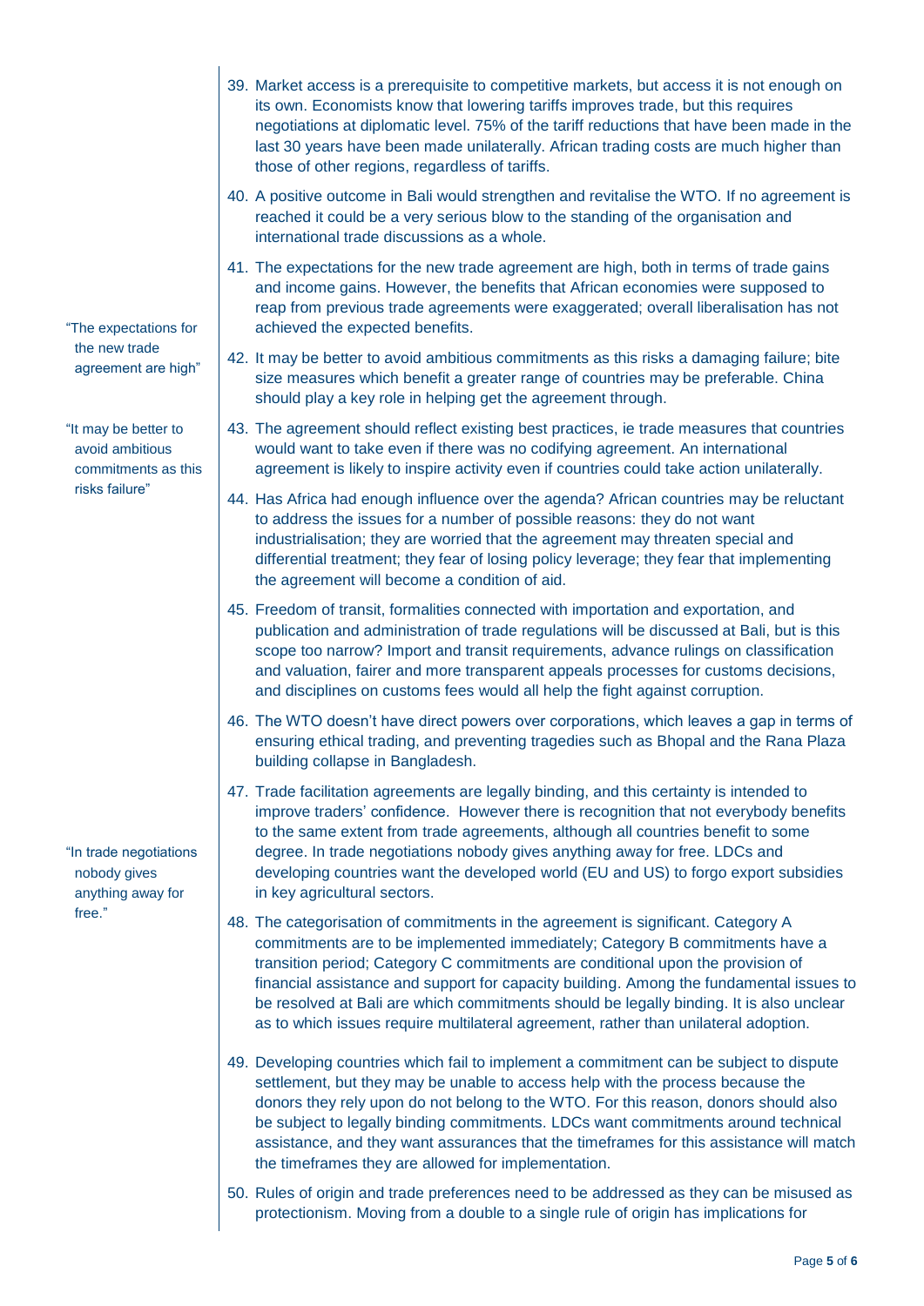39. Market access is a prerequisite to competitive markets, but access it is not enough on its own. Economists know that lowering tariffs improves trade, but this requires negotiations at diplomatic level. 75% of the tariff reductions that have been made in the last 30 years have been made unilaterally. African trading costs are much higher than those of other regions, regardless of tariffs.

40. A positive outcome in Bali would strengthen and revitalise the WTO. If no agreement is reached it could be a very serious blow to the standing of the organisation and international trade discussions as a whole.

41. The expectations for the new trade agreement are high, both in terms of trade gains and income gains. However, the benefits that African economies were supposed to reap from previous trade agreements were exaggerated; overall liberalisation has not achieved the expected benefits.

> "The expectations for the new trade agreement are high"

42. It may be better to avoid ambitious commitments as this risks a damaging failure; bite size measures which benefit a greater range of countries may be preferable. China should play a key role in helping get the agreement through.

> "It may be better to avoid ambitious commitments as this risks failure"

43. The agreement should reflect existing best practices, ie trade measures that countries would want to take even if there was no codifying agreement. An international agreement is likely to inspire activity even if countries could take action unilaterally.

44. Has Africa had enough influence over the agenda? African countries may be reluctant to address the issues for a number of possible reasons: they do not want industrialisation; they are worried that the agreement may threaten special and differential treatment; they fear of losing policy leverage; they fear that implementing the agreement will become a condition of aid.

45. Freedom of transit, formalities connected with importation and exportation, and publication and administration of trade regulations will be discussed at Bali, but is this scope too narrow? Import and transit requirements, advance rulings on classification and valuation, fairer and more transparent appeals processes for customs decisions, and disciplines on customs fees would all help the fight against corruption.

46. The WTO doesn't have direct powers over corporations, which leaves a gap in terms of ensuring ethical trading, and preventing tragedies such as Bhopal and the Rana Plaza building collapse in Bangladesh.

47. Trade facilitation agreements are legally binding, and this certainty is intended to improve traders' confidence. However there is recognition that not everybody benefits to the same extent from trade agreements, although all countries benefit to some degree. In trade negotiations nobody gives anything away for free. LDCs and developing countries want the developed world (EU and US) to forgo export subsidies in key agricultural sectors.

> "In trade negotiations nobody gives anything away for free."

48. The categorisation of commitments in the agreement is significant. Category A commitments are to be implemented immediately; Category B commitments have a transition period; Category C commitments are conditional upon the provision of financial assistance and support for capacity building. Among the fundamental issues to be resolved at Bali are which commitments should be legally binding. It is also unclear as to which issues require multilateral agreement, rather than unilateral adoption.

49. Developing countries which fail to implement a commitment can be subject to dispute settlement, but they may be unable to access help with the process because the donors they rely upon do not belong to the WTO. For this reason, donors should also be subject to legally binding commitments. LDCs want commitments around technical assistance, and they want assurances that the timeframes for this assistance will match the timeframes they are allowed for implementation.

50. Rules of origin and trade preferences need to be addressed as they can be misused as protectionism. Moving from a double to a single rule of origin has implications for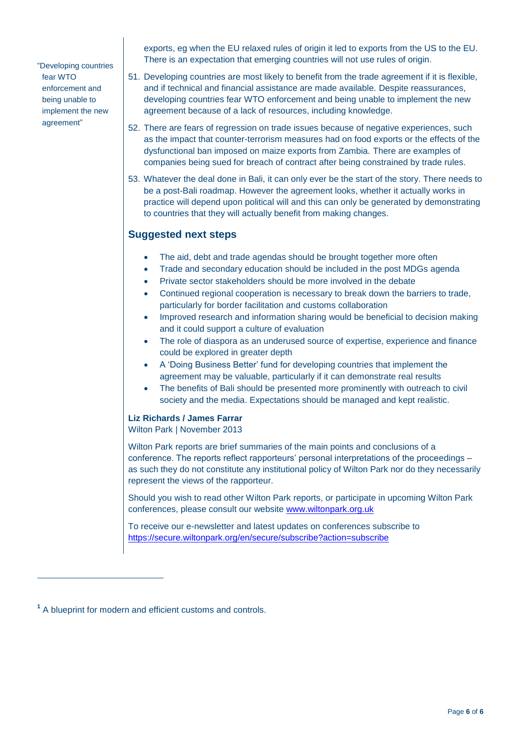exports, eg when the EU relaxed rules of origin it led to exports from the US to the EU. There is an expectation that emerging countries will not use rules of origin.

"Developing countries fear WTO enforcement and being unable to implement the new agreement"

51. Developing countries are most likely to benefit from the trade agreement if it is flexible, and if technical and financial assistance are made available. Despite reassurances, developing countries fear WTO enforcement and being unable to implement the new agreement because of a lack of resources, including knowledge.
52. There are fears of regression on trade issues because of negative experiences, such as the impact that counter-terrorism measures had on food exports or the effects of the dysfunctional ban imposed on maize exports from Zambia. There are examples of companies being sued for breach of contract after being constrained by trade rules.
53. Whatever the deal done in Bali, it can only ever be the start of the story. There needs to be a post-Bali roadmap. However the agreement looks, whether it actually works in practice will depend upon political will and this can only be generated by demonstrating to countries that they will actually benefit from making changes.

## Suggested next steps

- The aid, debt and trade agendas should be brought together more often
- Trade and secondary education should be included in the post MDGs agenda
- Private sector stakeholders should be more involved in the debate
- Continued regional cooperation is necessary to break down the barriers to trade, particularly for border facilitation and customs collaboration
- Improved research and information sharing would be beneficial to decision making and it could support a culture of evaluation
- The role of diaspora as an underused source of expertise, experience and finance could be explored in greater depth
- A 'Doing Business Better' fund for developing countries that implement the agreement may be valuable, particularly if it can demonstrate real results
- The benefits of Bali should be presented more prominently with outreach to civil society and the media. Expectations should be managed and kept realistic.

**Liz Richards / James Farrar**
Wilton Park | November 2013

Wilton Park reports are brief summaries of the main points and conclusions of a conference. The reports reflect rapporteurs' personal interpretations of the proceedings – as such they do not constitute any institutional policy of Wilton Park nor do they necessarily represent the views of the rapporteur.

Should you wish to read other Wilton Park reports, or participate in upcoming Wilton Park conferences, please consult our website www.wiltonpark.org.uk

To receive our e-newsletter and latest updates on conferences subscribe to https://secure.wiltonpark.org/en/secure/subscribe?action=subscribe

[1] A blueprint for modern and efficient customs and controls.